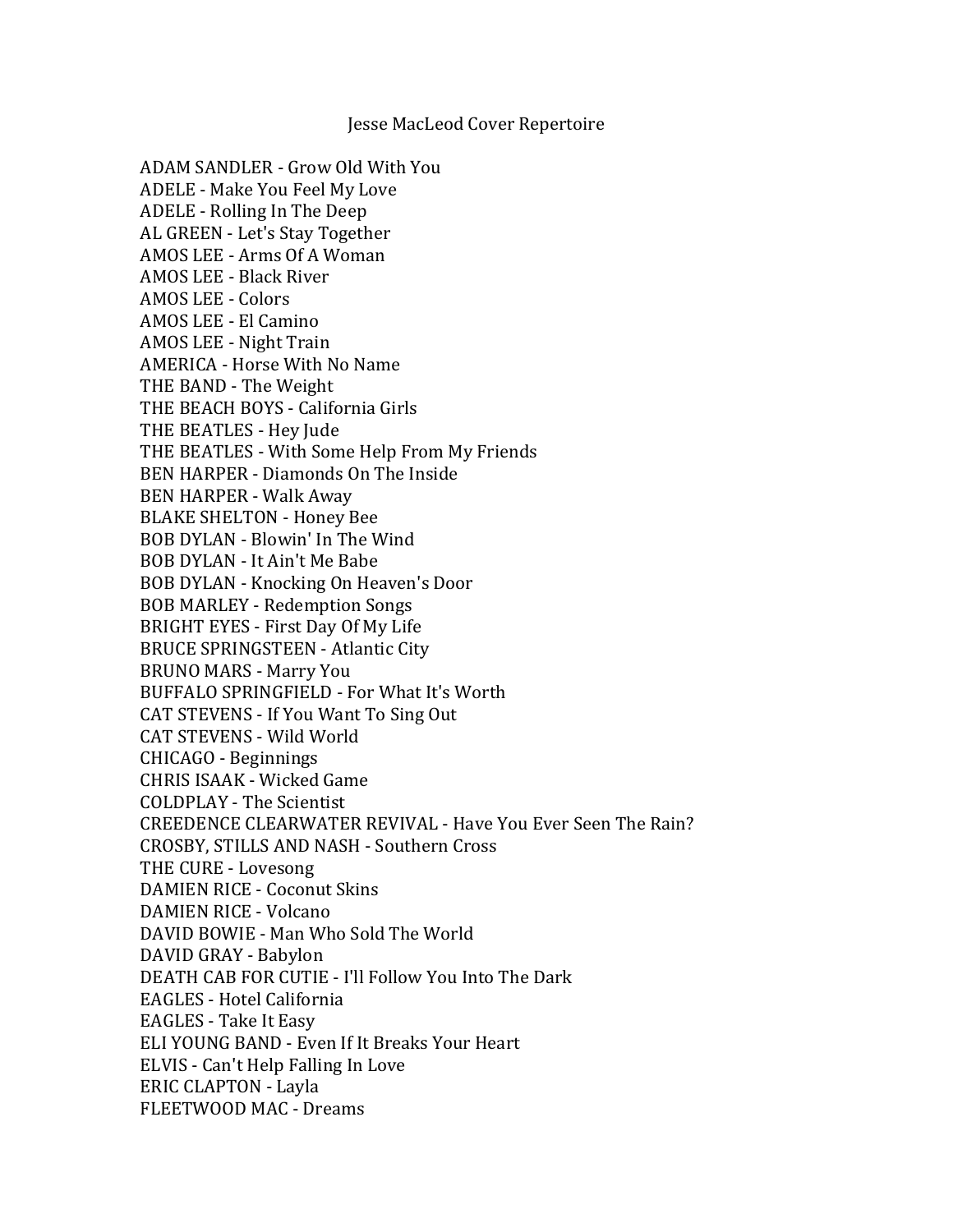# Jesse MacLeod Cover Repertoire

ADAM SANDLER - Grow Old With You
ADELE - Make You Feel My Love
ADELE - Rolling In The Deep
AL GREEN - Let's Stay Together
AMOS LEE - Arms Of A Woman
AMOS LEE - Black River
AMOS LEE - Colors
AMOS LEE - El Camino
AMOS LEE - Night Train
AMERICA - Horse With No Name
THE BAND - The Weight
THE BEACH BOYS - California Girls
THE BEATLES - Hey Jude
THE BEATLES - With Some Help From My Friends
BEN HARPER - Diamonds On The Inside
BEN HARPER - Walk Away
BLAKE SHELTON - Honey Bee
BOB DYLAN - Blowin' In The Wind
BOB DYLAN - It Ain't Me Babe
BOB DYLAN - Knocking On Heaven's Door
BOB MARLEY - Redemption Songs
BRIGHT EYES - First Day Of My Life
BRUCE SPRINGSTEEN - Atlantic City
BRUNO MARS - Marry You
BUFFALO SPRINGFIELD - For What It's Worth
CAT STEVENS - If You Want To Sing Out
CAT STEVENS - Wild World
CHICAGO - Beginnings
CHRIS ISAAK - Wicked Game
COLDPLAY - The Scientist
CREEDENCE CLEARWATER REVIVAL - Have You Ever Seen The Rain?
CROSBY, STILLS AND NASH - Southern Cross
THE CURE - Lovesong
DAMIEN RICE - Coconut Skins
DAMIEN RICE - Volcano
DAVID BOWIE - Man Who Sold The World
DAVID GRAY - Babylon
DEATH CAB FOR CUTIE - I'll Follow You Into The Dark
EAGLES - Hotel California
EAGLES - Take It Easy
ELI YOUNG BAND - Even If It Breaks Your Heart
ELVIS - Can't Help Falling In Love
ERIC CLAPTON - Layla
FLEETWOOD MAC - Dreams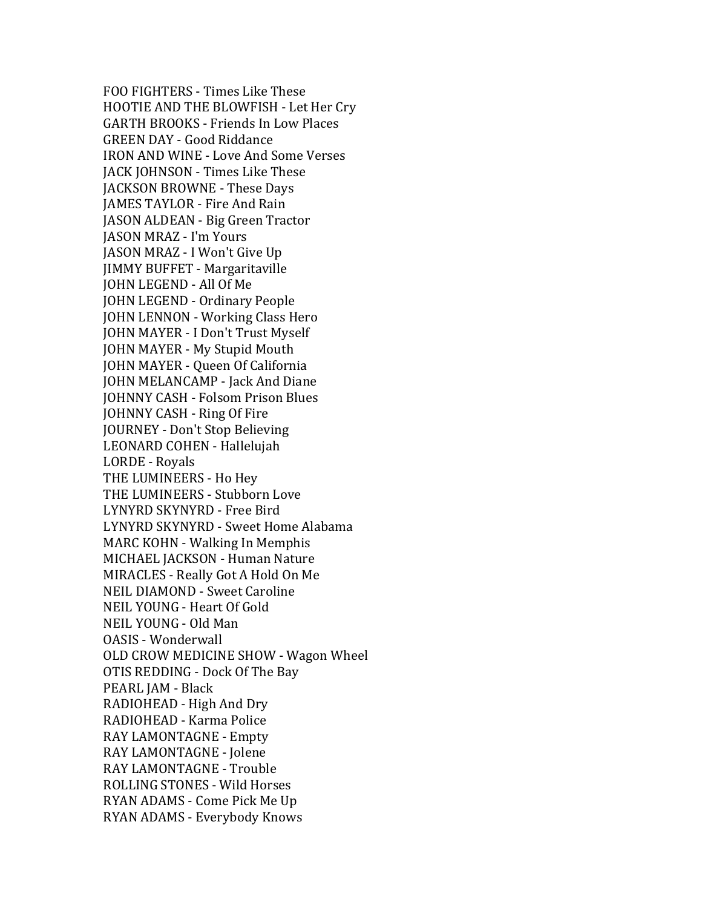FOO FIGHTERS - Times Like These
HOOTIE AND THE BLOWFISH - Let Her Cry
GARTH BROOKS - Friends In Low Places
GREEN DAY - Good Riddance
IRON AND WINE - Love And Some Verses
JACK JOHNSON - Times Like These
JACKSON BROWNE - These Days
JAMES TAYLOR - Fire And Rain
JASON ALDEAN - Big Green Tractor
JASON MRAZ - I'm Yours
JASON MRAZ - I Won't Give Up
JIMMY BUFFET - Margaritaville
JOHN LEGEND - All Of Me
JOHN LEGEND - Ordinary People
JOHN LENNON - Working Class Hero
JOHN MAYER - I Don't Trust Myself
JOHN MAYER - My Stupid Mouth
JOHN MAYER - Queen Of California
JOHN MELANCAMP - Jack And Diane
JOHNNY CASH - Folsom Prison Blues
JOHNNY CASH - Ring Of Fire
JOURNEY - Don't Stop Believing
LEONARD COHEN - Hallelujah
LORDE - Royals
THE LUMINEERS - Ho Hey
THE LUMINEERS - Stubborn Love
LYNYRD SKYNYRD - Free Bird
LYNYRD SKYNYRD - Sweet Home Alabama
MARC KOHN - Walking In Memphis
MICHAEL JACKSON - Human Nature
MIRACLES - Really Got A Hold On Me
NEIL DIAMOND - Sweet Caroline
NEIL YOUNG - Heart Of Gold
NEIL YOUNG - Old Man
OASIS - Wonderwall
OLD CROW MEDICINE SHOW - Wagon Wheel
OTIS REDDING - Dock Of The Bay
PEARL JAM - Black
RADIOHEAD - High And Dry
RADIOHEAD - Karma Police
RAY LAMONTAGNE - Empty
RAY LAMONTAGNE - Jolene
RAY LAMONTAGNE - Trouble
ROLLING STONES - Wild Horses
RYAN ADAMS - Come Pick Me Up
RYAN ADAMS - Everybody Knows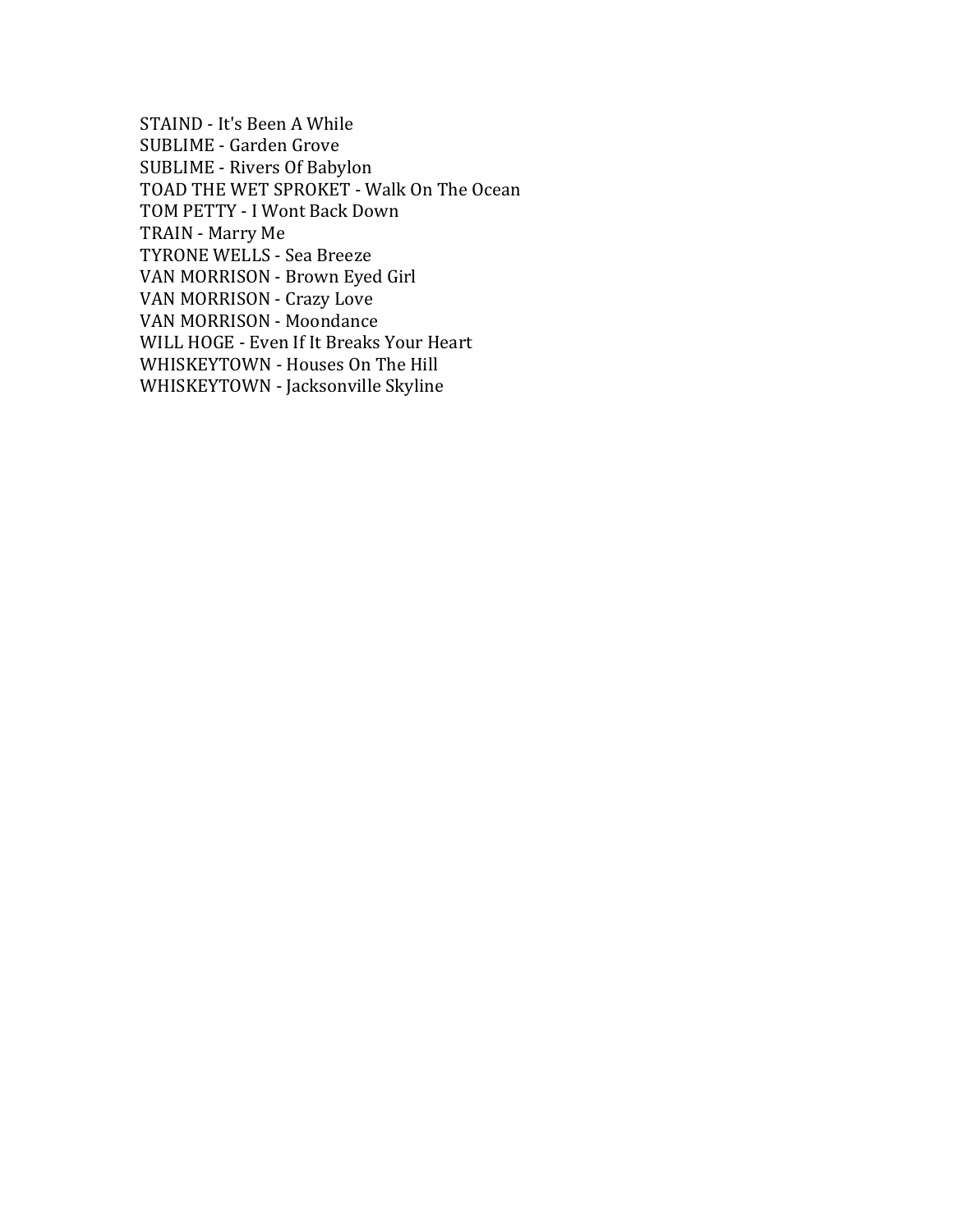STAIND - It's Been A While
SUBLIME - Garden Grove
SUBLIME - Rivers Of Babylon
TOAD THE WET SPROKET - Walk On The Ocean
TOM PETTY - I Wont Back Down
TRAIN - Marry Me
TYRONE WELLS - Sea Breeze
VAN MORRISON - Brown Eyed Girl
VAN MORRISON - Crazy Love
VAN MORRISON - Moondance
WILL HOGE - Even If It Breaks Your Heart
WHISKEYTOWN - Houses On The Hill
WHISKEYTOWN - Jacksonville Skyline